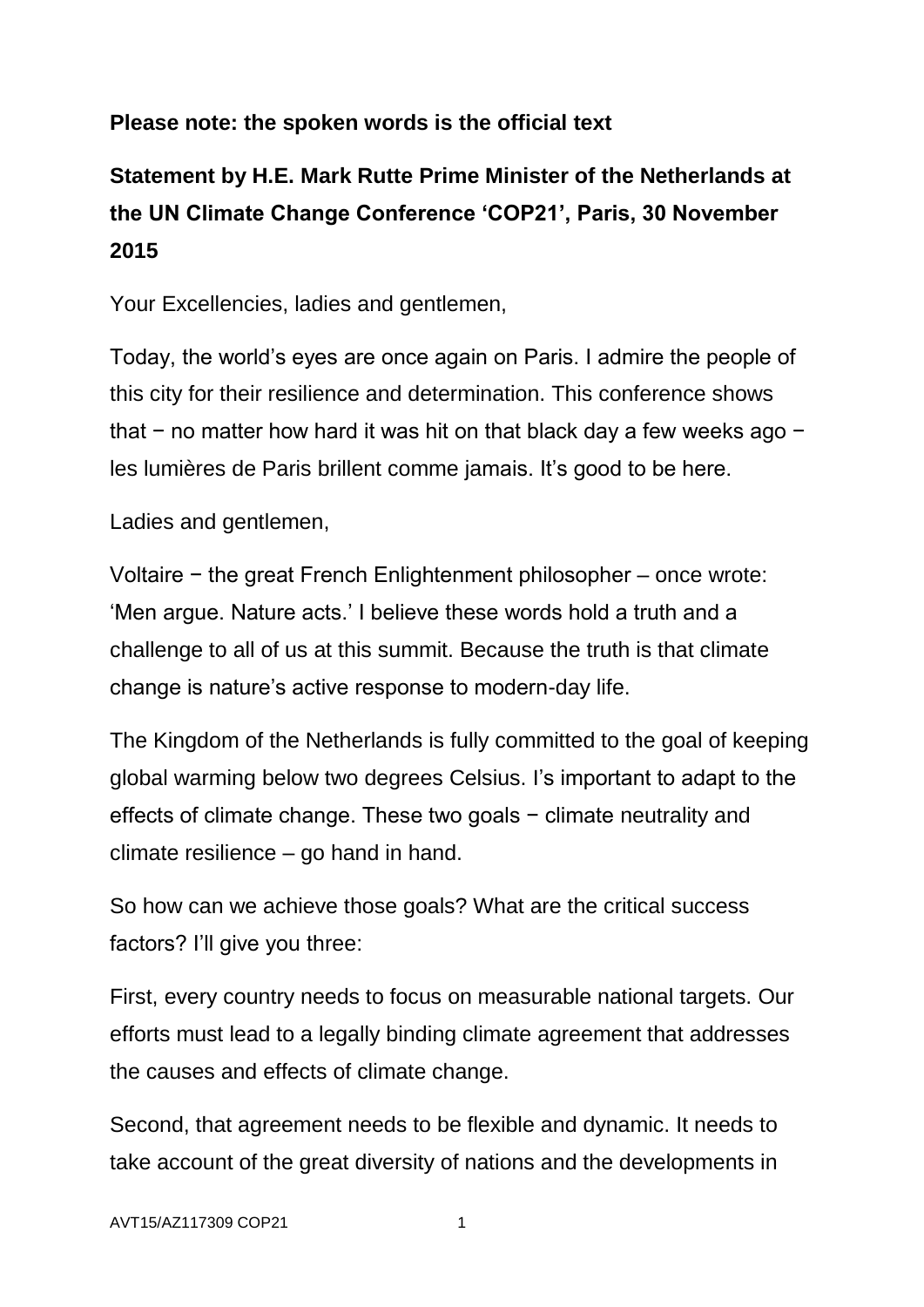**Please note: the spoken words is the official text**

## Statement by H.E. Mark Rutte Prime Minister of the Netherlands at the UN Climate Change Conference ‘COP21’, Paris, 30 November 2015

Your Excellencies, ladies and gentlemen,

Today, the world’s eyes are once again on Paris. I admire the people of this city for their resilience and determination. This conference shows that − no matter how hard it was hit on that black day a few weeks ago − les lumières de Paris brillent comme jamais. It’s good to be here.

Ladies and gentlemen,

Voltaire − the great French Enlightenment philosopher – once wrote: ‘Men argue. Nature acts.’ I believe these words hold a truth and a challenge to all of us at this summit. Because the truth is that climate change is nature’s active response to modern-day life.

The Kingdom of the Netherlands is fully committed to the goal of keeping global warming below two degrees Celsius. I’s important to adapt to the effects of climate change. These two goals − climate neutrality and climate resilience – go hand in hand.

So how can we achieve those goals? What are the critical success factors? I’ll give you three:

First, every country needs to focus on measurable national targets. Our efforts must lead to a legally binding climate agreement that addresses the causes and effects of climate change.

Second, that agreement needs to be flexible and dynamic. It needs to take account of the great diversity of nations and the developments in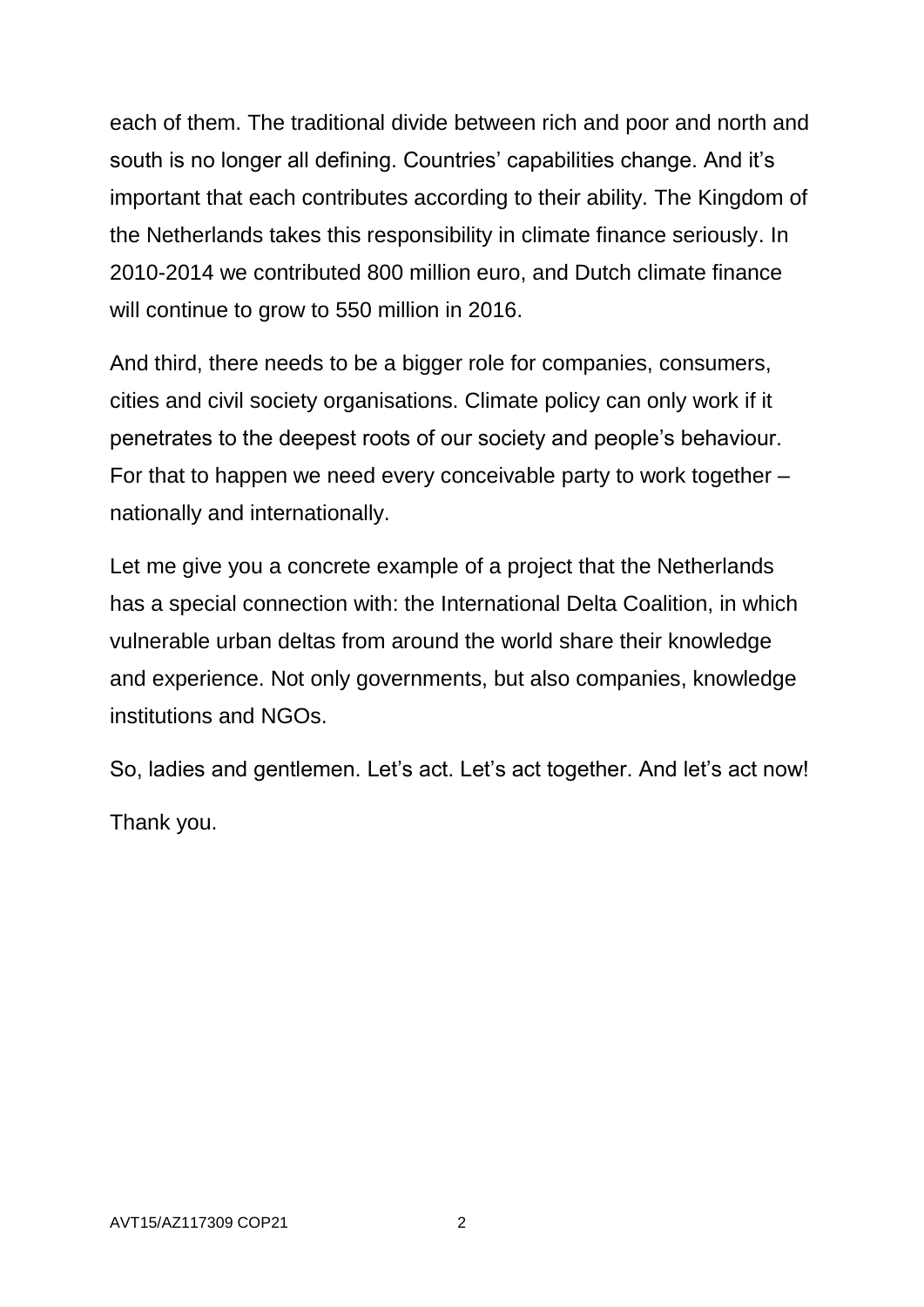each of them. The traditional divide between rich and poor and north and south is no longer all defining. Countries' capabilities change. And it's important that each contributes according to their ability. The Kingdom of the Netherlands takes this responsibility in climate finance seriously. In 2010-2014 we contributed 800 million euro, and Dutch climate finance will continue to grow to 550 million in 2016.

And third, there needs to be a bigger role for companies, consumers, cities and civil society organisations. Climate policy can only work if it penetrates to the deepest roots of our society and people's behaviour. For that to happen we need every conceivable party to work together – nationally and internationally.

Let me give you a concrete example of a project that the Netherlands has a special connection with: the International Delta Coalition, in which vulnerable urban deltas from around the world share their knowledge and experience. Not only governments, but also companies, knowledge institutions and NGOs.

So, ladies and gentlemen. Let's act. Let's act together. And let's act now!

Thank you.